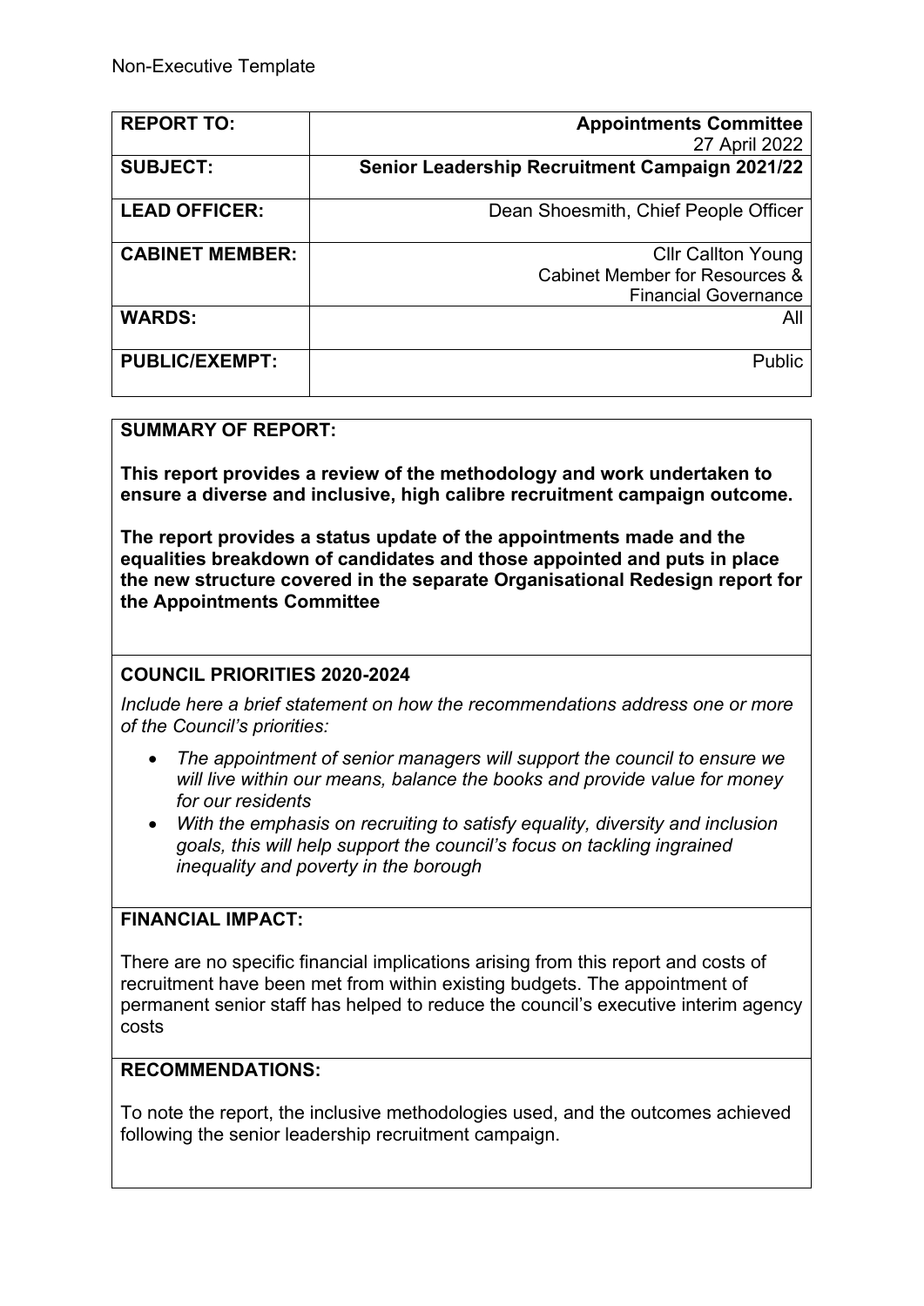Non-Executive Template

| | |
|---|---|
| **REPORT TO:** | **Appointments Committee**<br>27 April 2022 |
| **SUBJECT:** | **Senior Leadership Recruitment Campaign 2021/22** |
| **LEAD OFFICER:** | Dean Shoesmith, Chief People Officer |
| **CABINET MEMBER:** | Cllr Callton Young<br>Cabinet Member for Resources &<br>Financial Governance |
| **WARDS:** | All |
| **PUBLIC/EXEMPT:** | Public |

**SUMMARY OF REPORT:**

**This report provides a review of the methodology and work undertaken to ensure a diverse and inclusive, high calibre recruitment campaign outcome.**

**The report provides a status update of the appointments made and the equalities breakdown of candidates and those appointed and puts in place the new structure covered in the separate Organisational Redesign report for the Appointments Committee**

**COUNCIL PRIORITIES 2020-2024**

*Include here a brief statement on how the recommendations address one or more of the Council's priorities:*

- *The appointment of senior managers will support the council to ensure we will live within our means, balance the books and provide value for money for our residents*
- *With the emphasis on recruiting to satisfy equality, diversity and inclusion goals, this will help support the council's focus on tackling ingrained inequality and poverty in the borough*

**FINANCIAL IMPACT:**

There are no specific financial implications arising from this report and costs of recruitment have been met from within existing budgets. The appointment of permanent senior staff has helped to reduce the council's executive interim agency costs

**RECOMMENDATIONS:**

To note the report, the inclusive methodologies used, and the outcomes achieved following the senior leadership recruitment campaign.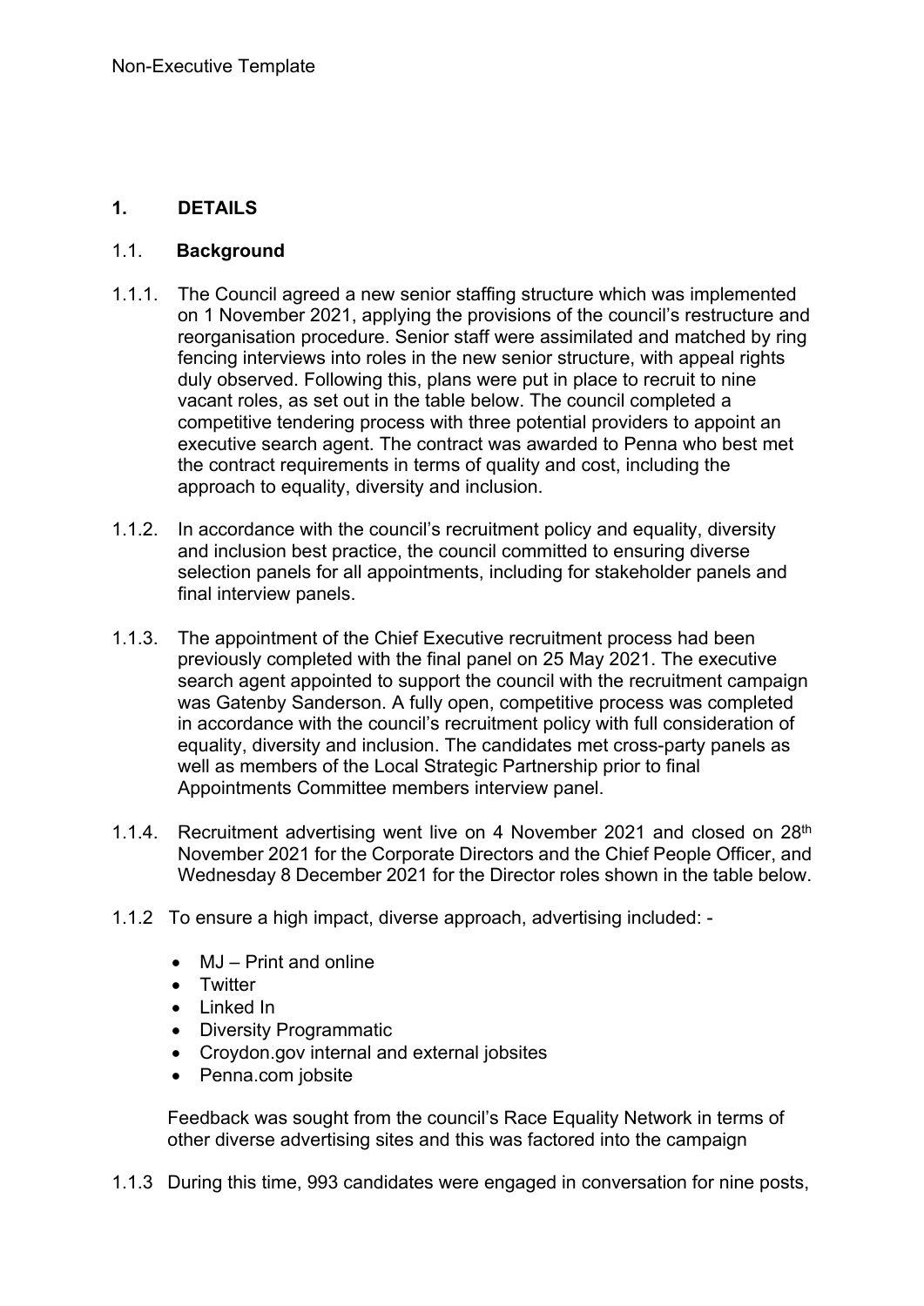Non-Executive Template

## 1. DETAILS

### 1.1. Background

1.1.1. The Council agreed a new senior staffing structure which was implemented on 1 November 2021, applying the provisions of the council's restructure and reorganisation procedure. Senior staff were assimilated and matched by ring fencing interviews into roles in the new senior structure, with appeal rights duly observed. Following this, plans were put in place to recruit to nine vacant roles, as set out in the table below. The council completed a competitive tendering process with three potential providers to appoint an executive search agent. The contract was awarded to Penna who best met the contract requirements in terms of quality and cost, including the approach to equality, diversity and inclusion.

1.1.2. In accordance with the council's recruitment policy and equality, diversity and inclusion best practice, the council committed to ensuring diverse selection panels for all appointments, including for stakeholder panels and final interview panels.

1.1.3. The appointment of the Chief Executive recruitment process had been previously completed with the final panel on 25 May 2021. The executive search agent appointed to support the council with the recruitment campaign was Gatenby Sanderson. A fully open, competitive process was completed in accordance with the council's recruitment policy with full consideration of equality, diversity and inclusion. The candidates met cross-party panels as well as members of the Local Strategic Partnership prior to final Appointments Committee members interview panel.

1.1.4. Recruitment advertising went live on 4 November 2021 and closed on 28th November 2021 for the Corporate Directors and the Chief People Officer, and Wednesday 8 December 2021 for the Director roles shown in the table below.

1.1.2 To ensure a high impact, diverse approach, advertising included: -

- MJ – Print and online
- Twitter
- Linked In
- Diversity Programmatic
- Croydon.gov internal and external jobsites
- Penna.com jobsite

Feedback was sought from the council's Race Equality Network in terms of other diverse advertising sites and this was factored into the campaign

1.1.3 During this time, 993 candidates were engaged in conversation for nine posts,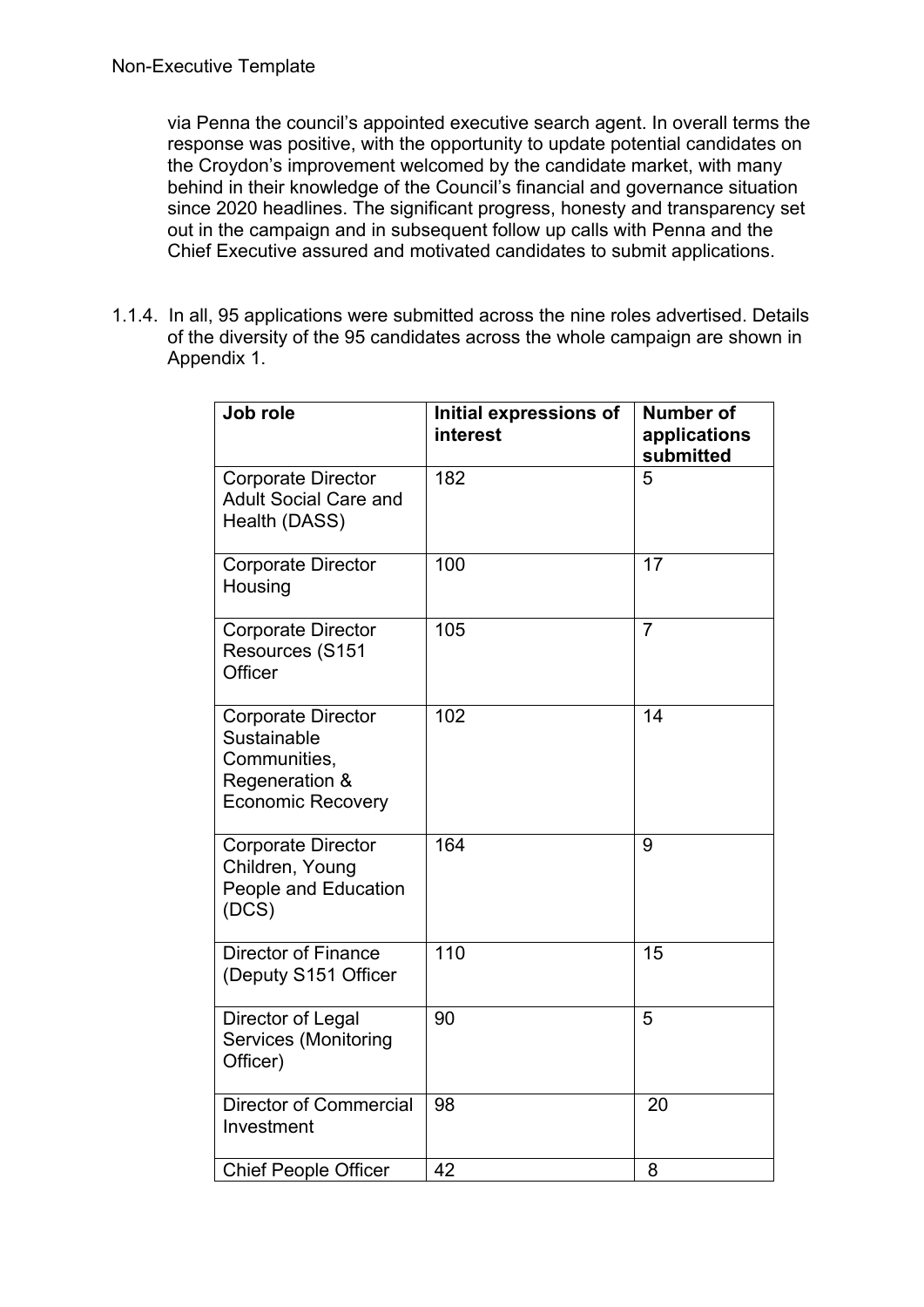via Penna the council's appointed executive search agent. In overall terms the response was positive, with the opportunity to update potential candidates on the Croydon's improvement welcomed by the candidate market, with many behind in their knowledge of the Council's financial and governance situation since 2020 headlines. The significant progress, honesty and transparency set out in the campaign and in subsequent follow up calls with Penna and the Chief Executive assured and motivated candidates to submit applications.

1.1.4. In all, 95 applications were submitted across the nine roles advertised. Details of the diversity of the 95 candidates across the whole campaign are shown in Appendix 1.

| Job role | Initial expressions of interest | Number of applications submitted |
|---|---|---|
| Corporate Director Adult Social Care and Health (DASS) | 182 | 5 |
| Corporate Director Housing | 100 | 17 |
| Corporate Director Resources (S151 Officer | 105 | 7 |
| Corporate Director Sustainable Communities, Regeneration & Economic Recovery | 102 | 14 |
| Corporate Director Children, Young People and Education (DCS) | 164 | 9 |
| Director of Finance (Deputy S151 Officer | 110 | 15 |
| Director of Legal Services (Monitoring Officer) | 90 | 5 |
| Director of Commercial Investment | 98 | 20 |
| Chief People Officer | 42 | 8 |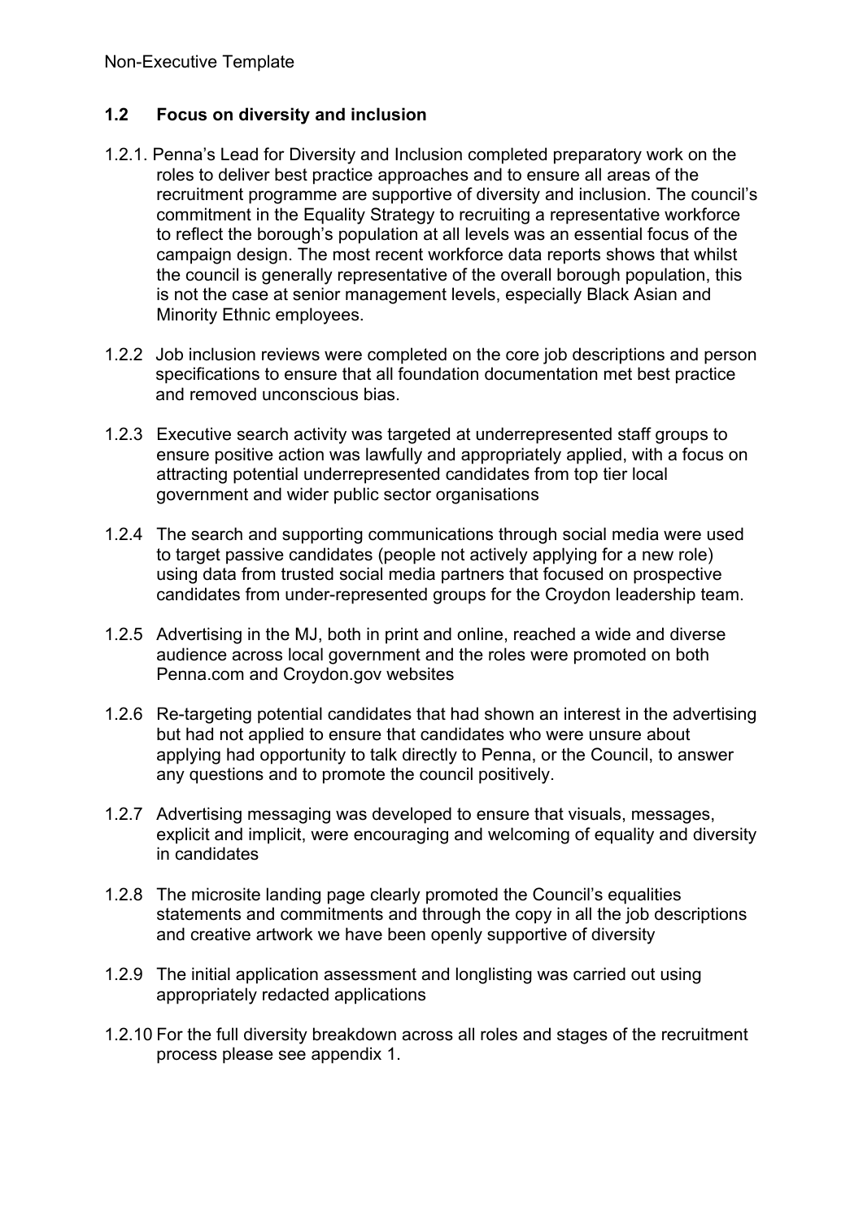## 1.2 Focus on diversity and inclusion

1.2.1. Penna's Lead for Diversity and Inclusion completed preparatory work on the roles to deliver best practice approaches and to ensure all areas of the recruitment programme are supportive of diversity and inclusion. The council's commitment in the Equality Strategy to recruiting a representative workforce to reflect the borough's population at all levels was an essential focus of the campaign design. The most recent workforce data reports shows that whilst the council is generally representative of the overall borough population, this is not the case at senior management levels, especially Black Asian and Minority Ethnic employees.

1.2.2 Job inclusion reviews were completed on the core job descriptions and person specifications to ensure that all foundation documentation met best practice and removed unconscious bias.

1.2.3 Executive search activity was targeted at underrepresented staff groups to ensure positive action was lawfully and appropriately applied, with a focus on attracting potential underrepresented candidates from top tier local government and wider public sector organisations

1.2.4 The search and supporting communications through social media were used to target passive candidates (people not actively applying for a new role) using data from trusted social media partners that focused on prospective candidates from under-represented groups for the Croydon leadership team.

1.2.5 Advertising in the MJ, both in print and online, reached a wide and diverse audience across local government and the roles were promoted on both Penna.com and Croydon.gov websites

1.2.6 Re-targeting potential candidates that had shown an interest in the advertising but had not applied to ensure that candidates who were unsure about applying had opportunity to talk directly to Penna, or the Council, to answer any questions and to promote the council positively.

1.2.7 Advertising messaging was developed to ensure that visuals, messages, explicit and implicit, were encouraging and welcoming of equality and diversity in candidates

1.2.8 The microsite landing page clearly promoted the Council's equalities statements and commitments and through the copy in all the job descriptions and creative artwork we have been openly supportive of diversity

1.2.9 The initial application assessment and longlisting was carried out using appropriately redacted applications

1.2.10 For the full diversity breakdown across all roles and stages of the recruitment process please see appendix 1.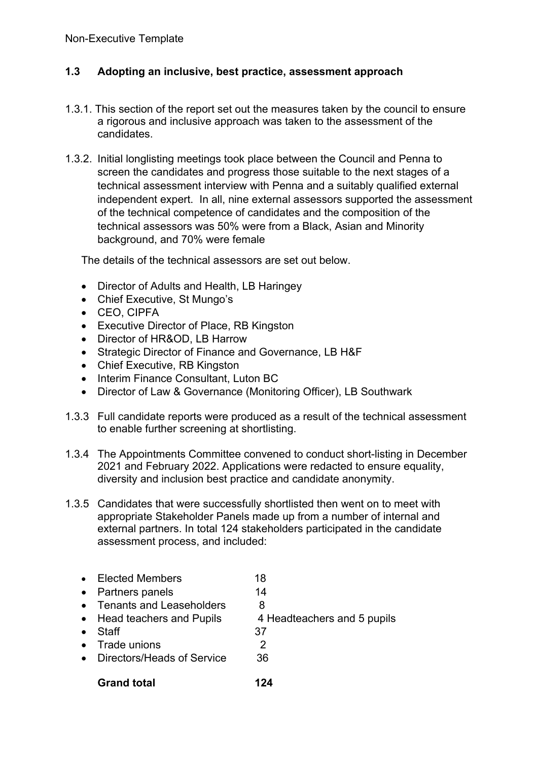### 1.3 Adopting an inclusive, best practice, assessment approach

1.3.1. This section of the report set out the measures taken by the council to ensure a rigorous and inclusive approach was taken to the assessment of the candidates.

1.3.2. Initial longlisting meetings took place between the Council and Penna to screen the candidates and progress those suitable to the next stages of a technical assessment interview with Penna and a suitably qualified external independent expert. In all, nine external assessors supported the assessment of the technical competence of candidates and the composition of the technical assessors was 50% were from a Black, Asian and Minority background, and 70% were female

The details of the technical assessors are set out below.

- Director of Adults and Health, LB Haringey
- Chief Executive, St Mungo's
- CEO, CIPFA
- Executive Director of Place, RB Kingston
- Director of HR&OD, LB Harrow
- Strategic Director of Finance and Governance, LB H&F
- Chief Executive, RB Kingston
- Interim Finance Consultant, Luton BC
- Director of Law & Governance (Monitoring Officer), LB Southwark

1.3.3 Full candidate reports were produced as a result of the technical assessment to enable further screening at shortlisting.

1.3.4 The Appointments Committee convened to conduct short-listing in December 2021 and February 2022. Applications were redacted to ensure equality, diversity and inclusion best practice and candidate anonymity.

1.3.5 Candidates that were successfully shortlisted then went on to meet with appropriate Stakeholder Panels made up from a number of internal and external partners. In total 124 stakeholders participated in the candidate assessment process, and included:

| | |
|---|---|
| Elected Members | 18 |
| Partners panels | 14 |
| Tenants and Leaseholders | 8 |
| Head teachers and Pupils | 4 Headteachers and 5 pupils |
| Staff | 37 |
| Trade unions | 2 |
| Directors/Heads of Service | 36 |
| **Grand total** | **124** |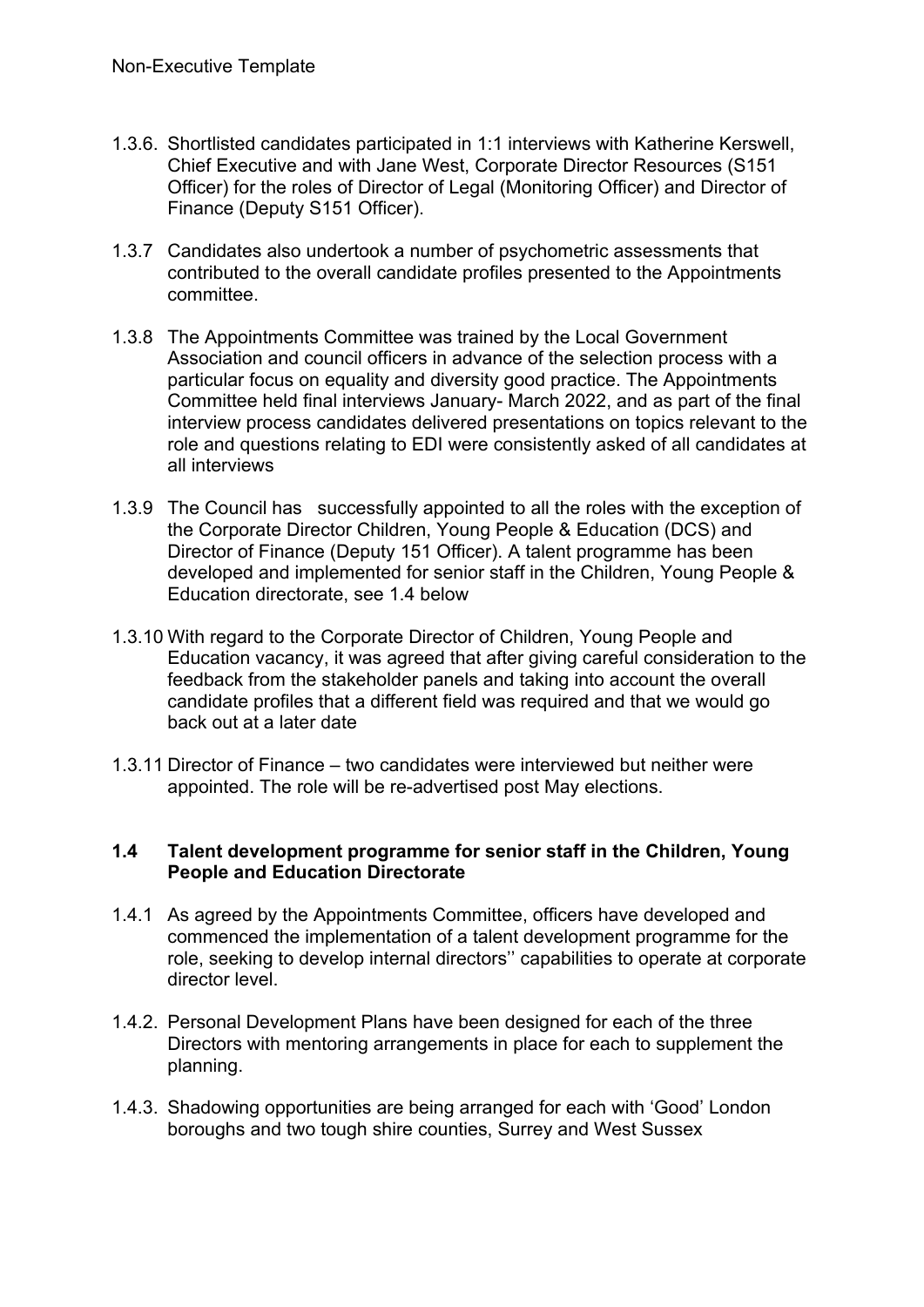1.3.6. Shortlisted candidates participated in 1:1 interviews with Katherine Kerswell, Chief Executive and with Jane West, Corporate Director Resources (S151 Officer) for the roles of Director of Legal (Monitoring Officer) and Director of Finance (Deputy S151 Officer).

1.3.7 Candidates also undertook a number of psychometric assessments that contributed to the overall candidate profiles presented to the Appointments committee.

1.3.8 The Appointments Committee was trained by the Local Government Association and council officers in advance of the selection process with a particular focus on equality and diversity good practice. The Appointments Committee held final interviews January- March 2022, and as part of the final interview process candidates delivered presentations on topics relevant to the role and questions relating to EDI were consistently asked of all candidates at all interviews

1.3.9 The Council has successfully appointed to all the roles with the exception of the Corporate Director Children, Young People & Education (DCS) and Director of Finance (Deputy 151 Officer). A talent programme has been developed and implemented for senior staff in the Children, Young People & Education directorate, see 1.4 below

1.3.10 With regard to the Corporate Director of Children, Young People and Education vacancy, it was agreed that after giving careful consideration to the feedback from the stakeholder panels and taking into account the overall candidate profiles that a different field was required and that we would go back out at a later date

1.3.11 Director of Finance – two candidates were interviewed but neither were appointed. The role will be re-advertised post May elections.

**1.4 Talent development programme for senior staff in the Children, Young People and Education Directorate**

1.4.1 As agreed by the Appointments Committee, officers have developed and commenced the implementation of a talent development programme for the role, seeking to develop internal directors'' capabilities to operate at corporate director level.

1.4.2. Personal Development Plans have been designed for each of the three Directors with mentoring arrangements in place for each to supplement the planning.

1.4.3. Shadowing opportunities are being arranged for each with 'Good' London boroughs and two tough shire counties, Surrey and West Sussex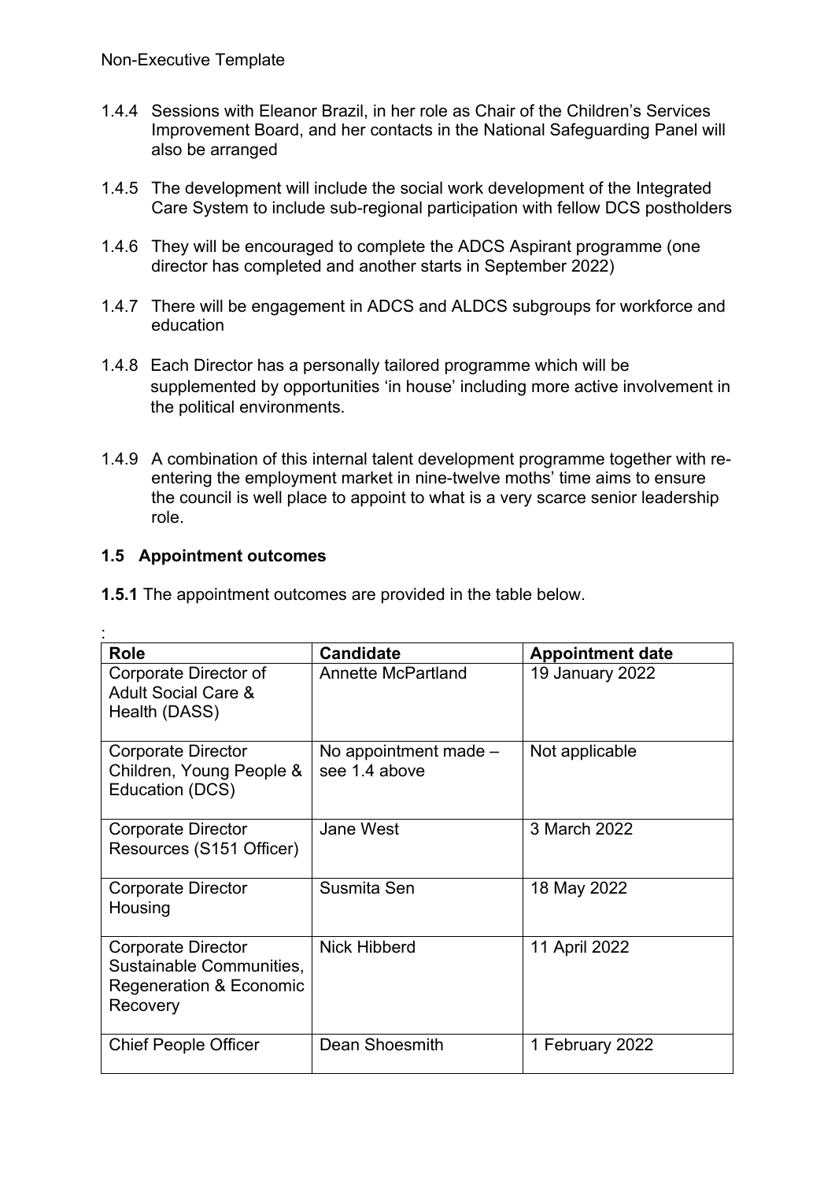1.4.4 Sessions with Eleanor Brazil, in her role as Chair of the Children's Services Improvement Board, and her contacts in the National Safeguarding Panel will also be arranged

1.4.5 The development will include the social work development of the Integrated Care System to include sub-regional participation with fellow DCS postholders

1.4.6 They will be encouraged to complete the ADCS Aspirant programme (one director has completed and another starts in September 2022)

1.4.7 There will be engagement in ADCS and ALDCS subgroups for workforce and education

1.4.8 Each Director has a personally tailored programme which will be supplemented by opportunities 'in house' including more active involvement in the political environments.

1.4.9 A combination of this internal talent development programme together with re-entering the employment market in nine-twelve moths' time aims to ensure the council is well place to appoint to what is a very scarce senior leadership role.

### 1.5 Appointment outcomes

**1.5.1** The appointment outcomes are provided in the table below.

:

| Role | Candidate | Appointment date |
|---|---|---|
| Corporate Director of Adult Social Care & Health (DASS) | Annette McPartland | 19 January 2022 |
| Corporate Director Children, Young People & Education (DCS) | No appointment made – see 1.4 above | Not applicable |
| Corporate Director Resources (S151 Officer) | Jane West | 3 March 2022 |
| Corporate Director Housing | Susmita Sen | 18 May 2022 |
| Corporate Director Sustainable Communities, Regeneration & Economic Recovery | Nick Hibberd | 11 April 2022 |
| Chief People Officer | Dean Shoesmith | 1 February 2022 |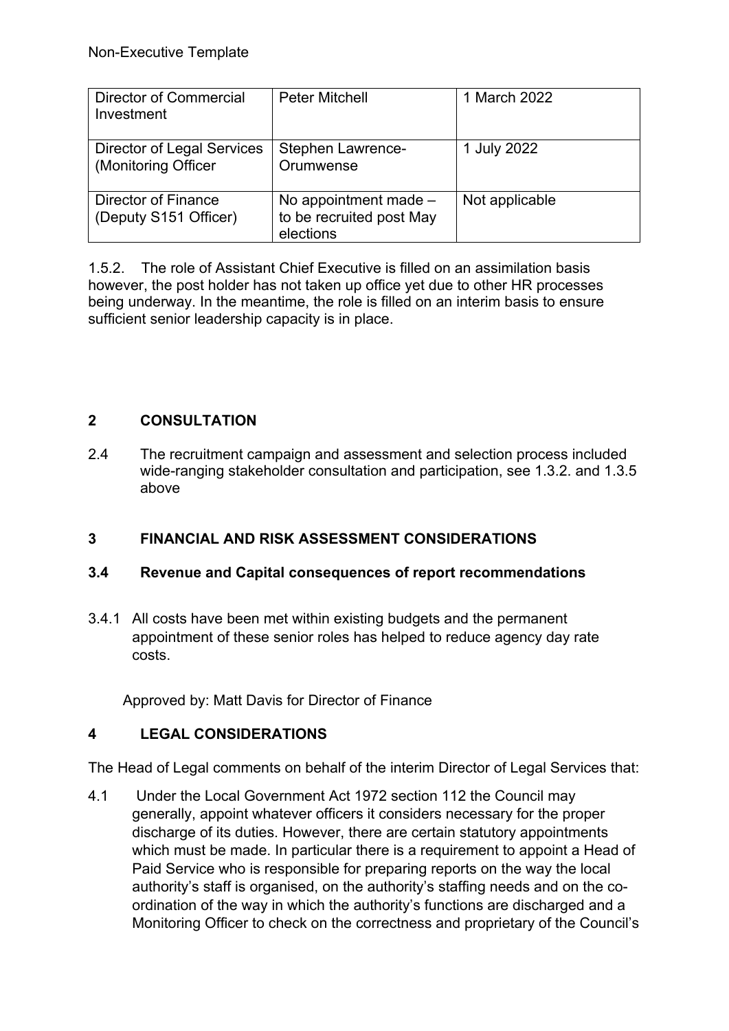| Director of Commercial Investment | Peter Mitchell | 1 March 2022 |
|---|---|---|
| Director of Legal Services (Monitoring Officer | Stephen Lawrence-Orumwense | 1 July 2022 |
| Director of Finance (Deputy S151 Officer) | No appointment made – to be recruited post May elections | Not applicable |

1.5.2. The role of Assistant Chief Executive is filled on an assimilation basis however, the post holder has not taken up office yet due to other HR processes being underway. In the meantime, the role is filled on an interim basis to ensure sufficient senior leadership capacity is in place.

## 2 CONSULTATION

2.4 The recruitment campaign and assessment and selection process included wide-ranging stakeholder consultation and participation, see 1.3.2. and 1.3.5 above

## 3 FINANCIAL AND RISK ASSESSMENT CONSIDERATIONS

### 3.4 Revenue and Capital consequences of report recommendations

3.4.1 All costs have been met within existing budgets and the permanent appointment of these senior roles has helped to reduce agency day rate costs.

Approved by: Matt Davis for Director of Finance

## 4 LEGAL CONSIDERATIONS

The Head of Legal comments on behalf of the interim Director of Legal Services that:

4.1 Under the Local Government Act 1972 section 112 the Council may generally, appoint whatever officers it considers necessary for the proper discharge of its duties. However, there are certain statutory appointments which must be made. In particular there is a requirement to appoint a Head of Paid Service who is responsible for preparing reports on the way the local authority's staff is organised, on the authority's staffing needs and on the co-ordination of the way in which the authority's functions are discharged and a Monitoring Officer to check on the correctness and proprietary of the Council's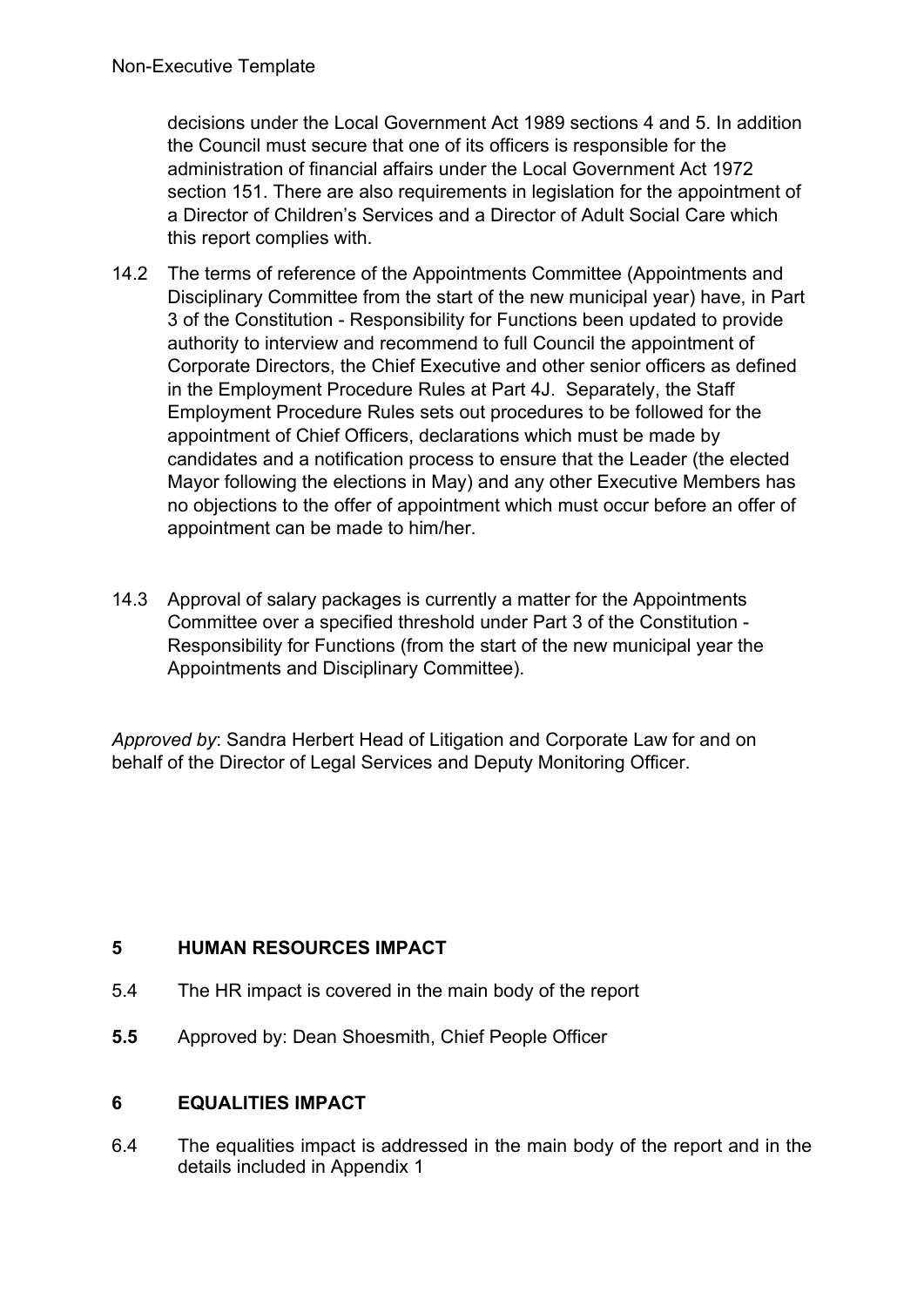decisions under the Local Government Act 1989 sections 4 and 5. In addition the Council must secure that one of its officers is responsible for the administration of financial affairs under the Local Government Act 1972 section 151. There are also requirements in legislation for the appointment of a Director of Children's Services and a Director of Adult Social Care which this report complies with.

14.2 The terms of reference of the Appointments Committee (Appointments and Disciplinary Committee from the start of the new municipal year) have, in Part 3 of the Constitution - Responsibility for Functions been updated to provide authority to interview and recommend to full Council the appointment of Corporate Directors, the Chief Executive and other senior officers as defined in the Employment Procedure Rules at Part 4J. Separately, the Staff Employment Procedure Rules sets out procedures to be followed for the appointment of Chief Officers, declarations which must be made by candidates and a notification process to ensure that the Leader (the elected Mayor following the elections in May) and any other Executive Members has no objections to the offer of appointment which must occur before an offer of appointment can be made to him/her.

14.3 Approval of salary packages is currently a matter for the Appointments Committee over a specified threshold under Part 3 of the Constitution - Responsibility for Functions (from the start of the new municipal year the Appointments and Disciplinary Committee).

*Approved by*: Sandra Herbert Head of Litigation and Corporate Law for and on behalf of the Director of Legal Services and Deputy Monitoring Officer.

## 5 HUMAN RESOURCES IMPACT

5.4 The HR impact is covered in the main body of the report

**5.5** Approved by: Dean Shoesmith, Chief People Officer

## 6 EQUALITIES IMPACT

6.4 The equalities impact is addressed in the main body of the report and in the details included in Appendix 1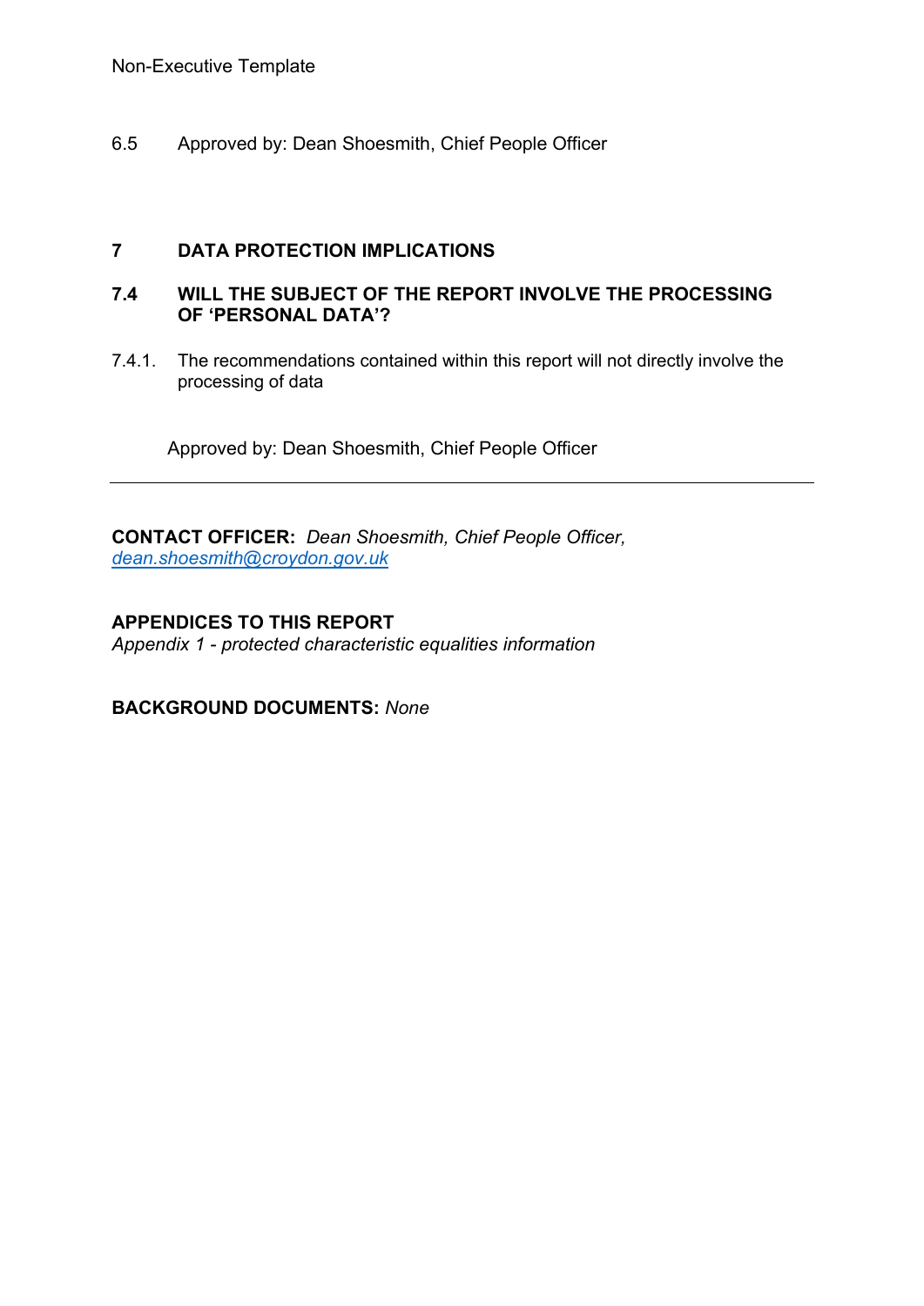6.5 Approved by: Dean Shoesmith, Chief People Officer

## 7 DATA PROTECTION IMPLICATIONS

### 7.4 WILL THE SUBJECT OF THE REPORT INVOLVE THE PROCESSING OF 'PERSONAL DATA'?

7.4.1. The recommendations contained within this report will not directly involve the processing of data

Approved by: Dean Shoesmith, Chief People Officer

---

**CONTACT OFFICER:** *Dean Shoesmith, Chief People Officer, [dean.shoesmith@croydon.gov.uk](mailto:dean.shoesmith@croydon.gov.uk)*

**APPENDICES TO THIS REPORT**
*Appendix 1 - protected characteristic equalities information*

**BACKGROUND DOCUMENTS:** *None*